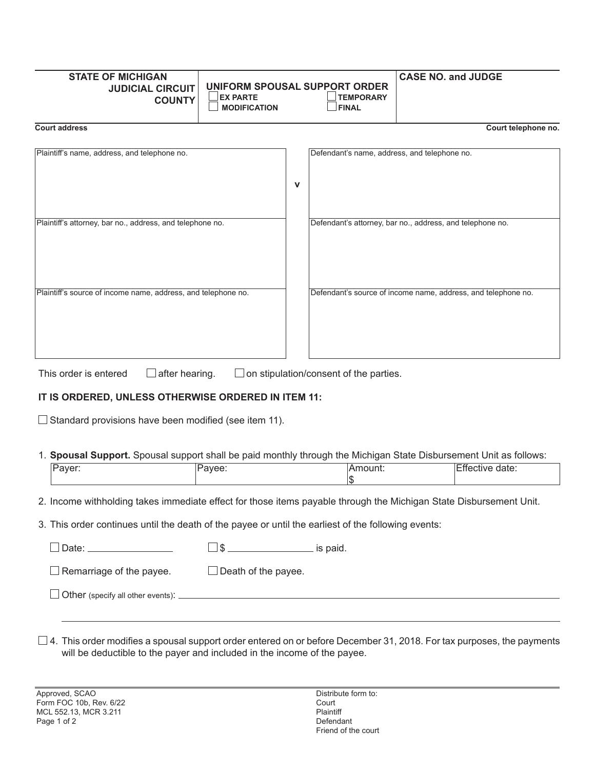| STATE OF MICHIGAN JUDICIAL CIRCUIT COUNTY | UNIFORM SPOUSAL SUPPORT ORDER ☐ EX PARTE ☐ TEMPORARY ☐ MODIFICATION ☐ FINAL | CASE NO. and JUDGE |
|---|---|---|

Court address | Court telephone no.

| Plaintiff's name, address, and telephone no. | v | Defendant's name, address, and telephone no. |
|---|---|---|
| Plaintiff's attorney, bar no., address, and telephone no. | | Defendant's attorney, bar no., address, and telephone no. |
| Plaintiff's source of income name, address, and telephone no. | | Defendant's source of income name, address, and telephone no. |

This order is entered ☐ after hearing. ☐ on stipulation/consent of the parties.

**IT IS ORDERED, UNLESS OTHERWISE ORDERED IN ITEM 11:**

☐ Standard provisions have been modified (see item 11).

1. **Spousal Support.** Spousal support shall be paid monthly through the Michigan State Disbursement Unit as follows:

| Payer: | Payee: | Amount: $ | Effective date: |
|---|---|---|---|

2. Income withholding takes immediate effect for those items payable through the Michigan State Disbursement Unit.

3. This order continues until the death of the payee or until the earliest of the following events:

   ☐ Date: ________________ ☐ $ ________________ is paid.

   ☐ Remarriage of the payee. ☐ Death of the payee.

   ☐ Other (specify all other events): ____________________________________________

   ____________________________________________________________________________

☐ 4. This order modifies a spousal support order entered on or before December 31, 2018. For tax purposes, the payments will be deductible to the payer and included in the income of the payee.

Approved, SCAO
Form FOC 10b, Rev. 6/22
MCL 552.13, MCR 3.211

Distribute form to:
Court
Plaintiff
Defendant
Friend of the court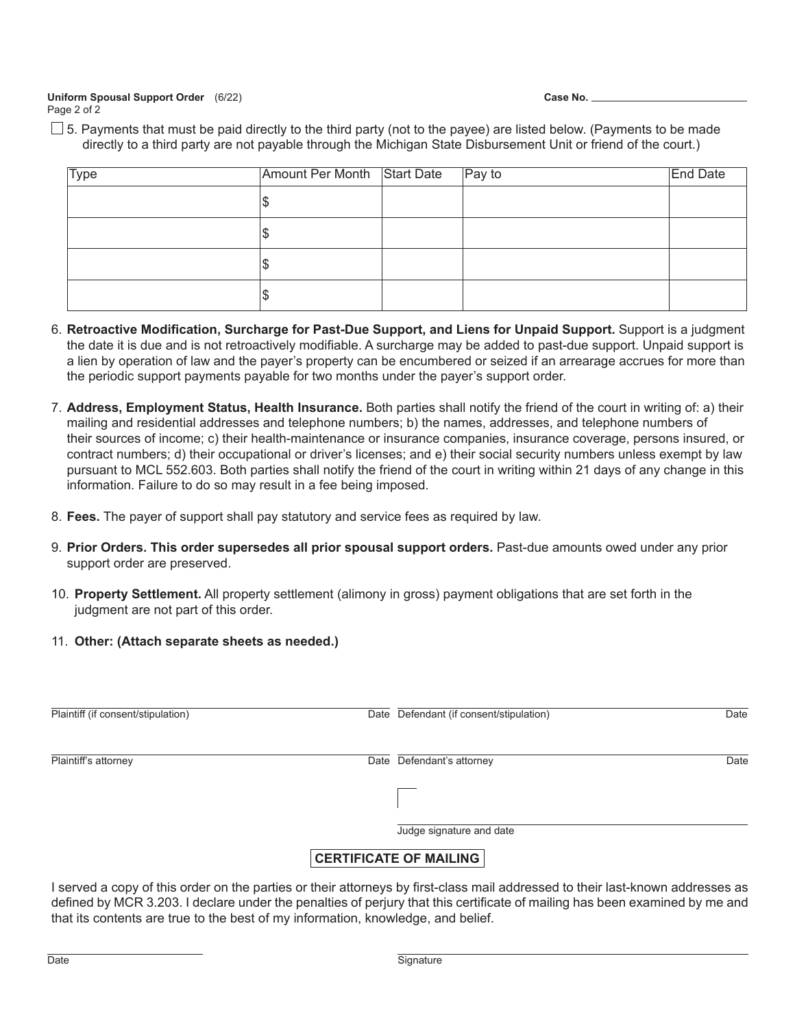☐ 5. Payments that must be paid directly to the third party (not to the payee) are listed below. (Payments to be made directly to a third party are not payable through the Michigan State Disbursement Unit or friend of the court.)

| Type | Amount Per Month | Start Date | Pay to | End Date |
|---|---|---|---|---|
| | $ | | | |
| | $ | | | |
| | $ | | | |
| | $ | | | |

6. **Retroactive Modification, Surcharge for Past-Due Support, and Liens for Unpaid Support.** Support is a judgment the date it is due and is not retroactively modifiable. A surcharge may be added to past-due support. Unpaid support is a lien by operation of law and the payer's property can be encumbered or seized if an arrearage accrues for more than the periodic support payments payable for two months under the payer's support order.

7. **Address, Employment Status, Health Insurance.** Both parties shall notify the friend of the court in writing of: a) their mailing and residential addresses and telephone numbers; b) the names, addresses, and telephone numbers of their sources of income; c) their health-maintenance or insurance companies, insurance coverage, persons insured, or contract numbers; d) their occupational or driver's licenses; and e) their social security numbers unless exempt by law pursuant to MCL 552.603. Both parties shall notify the friend of the court in writing within 21 days of any change in this information. Failure to do so may result in a fee being imposed.

8. **Fees.** The payer of support shall pay statutory and service fees as required by law.

9. **Prior Orders. This order supersedes all prior spousal support orders.** Past-due amounts owed under any prior support order are preserved.

10. **Property Settlement.** All property settlement (alimony in gross) payment obligations that are set forth in the judgment are not part of this order.

11. **Other: (Attach separate sheets as needed.)**

Plaintiff (if consent/stipulation) Date

Defendant (if consent/stipulation) Date

Plaintiff's attorney Date

Defendant's attorney Date

Judge signature and date

## CERTIFICATE OF MAILING

I served a copy of this order on the parties or their attorneys by first-class mail addressed to their last-known addresses as defined by MCR 3.203. I declare under the penalties of perjury that this certificate of mailing has been examined by me and that its contents are true to the best of my information, knowledge, and belief.

Date

Signature